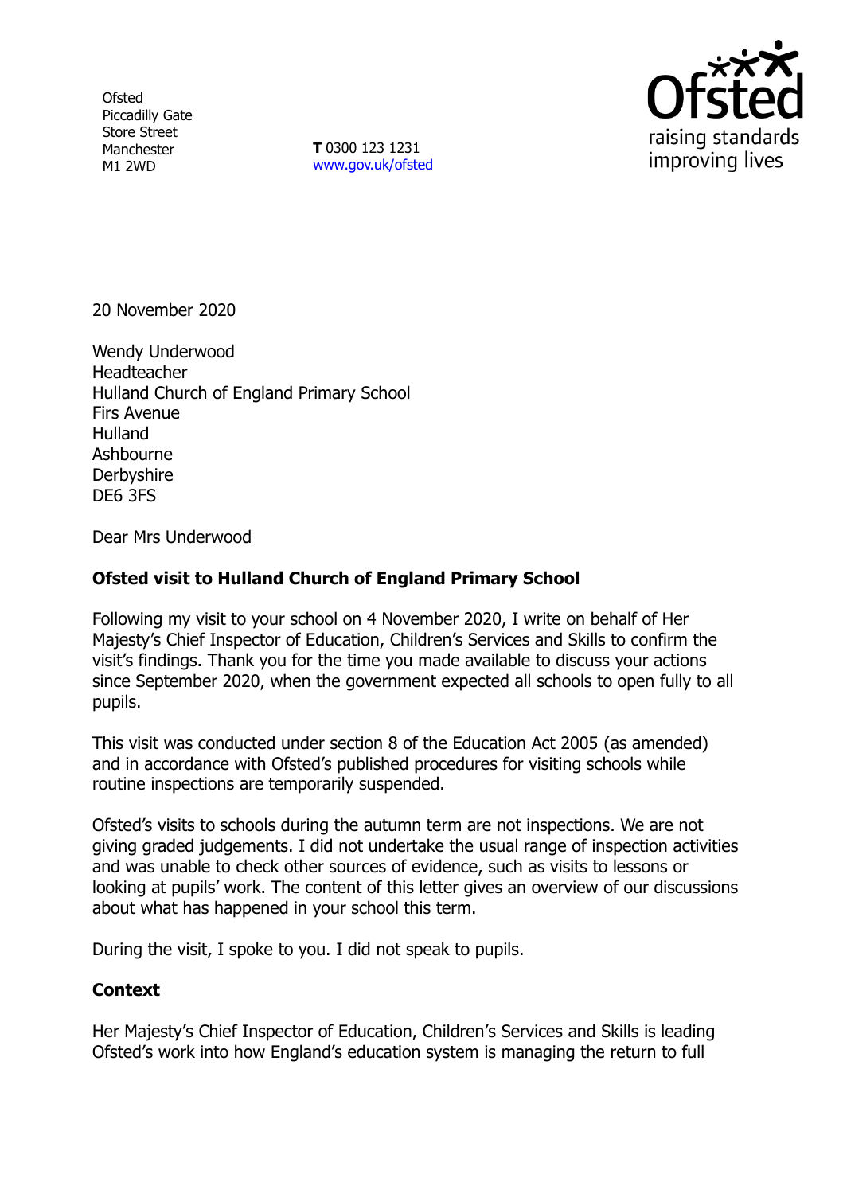Ofsted
Piccadilly Gate
Store Street
Manchester
M1 2WD

**T** 0300 123 1231
www.gov.uk/ofsted

20 November 2020

Wendy Underwood
Headteacher
Hulland Church of England Primary School
Firs Avenue
Hulland
Ashbourne
Derbyshire
DE6 3FS

Dear Mrs Underwood

**Ofsted visit to Hulland Church of England Primary School**

Following my visit to your school on 4 November 2020, I write on behalf of Her Majesty's Chief Inspector of Education, Children's Services and Skills to confirm the visit's findings. Thank you for the time you made available to discuss your actions since September 2020, when the government expected all schools to open fully to all pupils.

This visit was conducted under section 8 of the Education Act 2005 (as amended) and in accordance with Ofsted's published procedures for visiting schools while routine inspections are temporarily suspended.

Ofsted's visits to schools during the autumn term are not inspections. We are not giving graded judgements. I did not undertake the usual range of inspection activities and was unable to check other sources of evidence, such as visits to lessons or looking at pupils' work. The content of this letter gives an overview of our discussions about what has happened in your school this term.

During the visit, I spoke to you. I did not speak to pupils.

**Context**

Her Majesty's Chief Inspector of Education, Children's Services and Skills is leading Ofsted's work into how England's education system is managing the return to full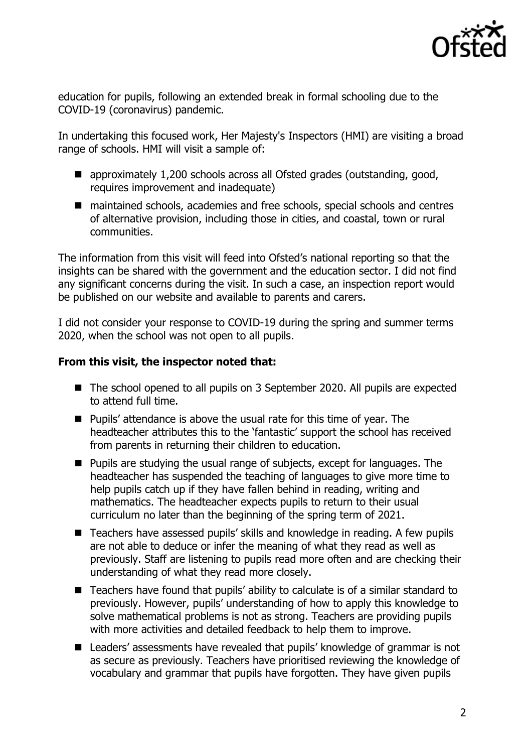education for pupils, following an extended break in formal schooling due to the COVID-19 (coronavirus) pandemic.

In undertaking this focused work, Her Majesty's Inspectors (HMI) are visiting a broad range of schools. HMI will visit a sample of:

- approximately 1,200 schools across all Ofsted grades (outstanding, good, requires improvement and inadequate)
- maintained schools, academies and free schools, special schools and centres of alternative provision, including those in cities, and coastal, town or rural communities.

The information from this visit will feed into Ofsted's national reporting so that the insights can be shared with the government and the education sector. I did not find any significant concerns during the visit. In such a case, an inspection report would be published on our website and available to parents and carers.

I did not consider your response to COVID-19 during the spring and summer terms 2020, when the school was not open to all pupils.

**From this visit, the inspector noted that:**

- The school opened to all pupils on 3 September 2020. All pupils are expected to attend full time.
- Pupils' attendance is above the usual rate for this time of year. The headteacher attributes this to the 'fantastic' support the school has received from parents in returning their children to education.
- Pupils are studying the usual range of subjects, except for languages. The headteacher has suspended the teaching of languages to give more time to help pupils catch up if they have fallen behind in reading, writing and mathematics. The headteacher expects pupils to return to their usual curriculum no later than the beginning of the spring term of 2021.
- Teachers have assessed pupils' skills and knowledge in reading. A few pupils are not able to deduce or infer the meaning of what they read as well as previously. Staff are listening to pupils read more often and are checking their understanding of what they read more closely.
- Teachers have found that pupils' ability to calculate is of a similar standard to previously. However, pupils' understanding of how to apply this knowledge to solve mathematical problems is not as strong. Teachers are providing pupils with more activities and detailed feedback to help them to improve.
- Leaders' assessments have revealed that pupils' knowledge of grammar is not as secure as previously. Teachers have prioritised reviewing the knowledge of vocabulary and grammar that pupils have forgotten. They have given pupils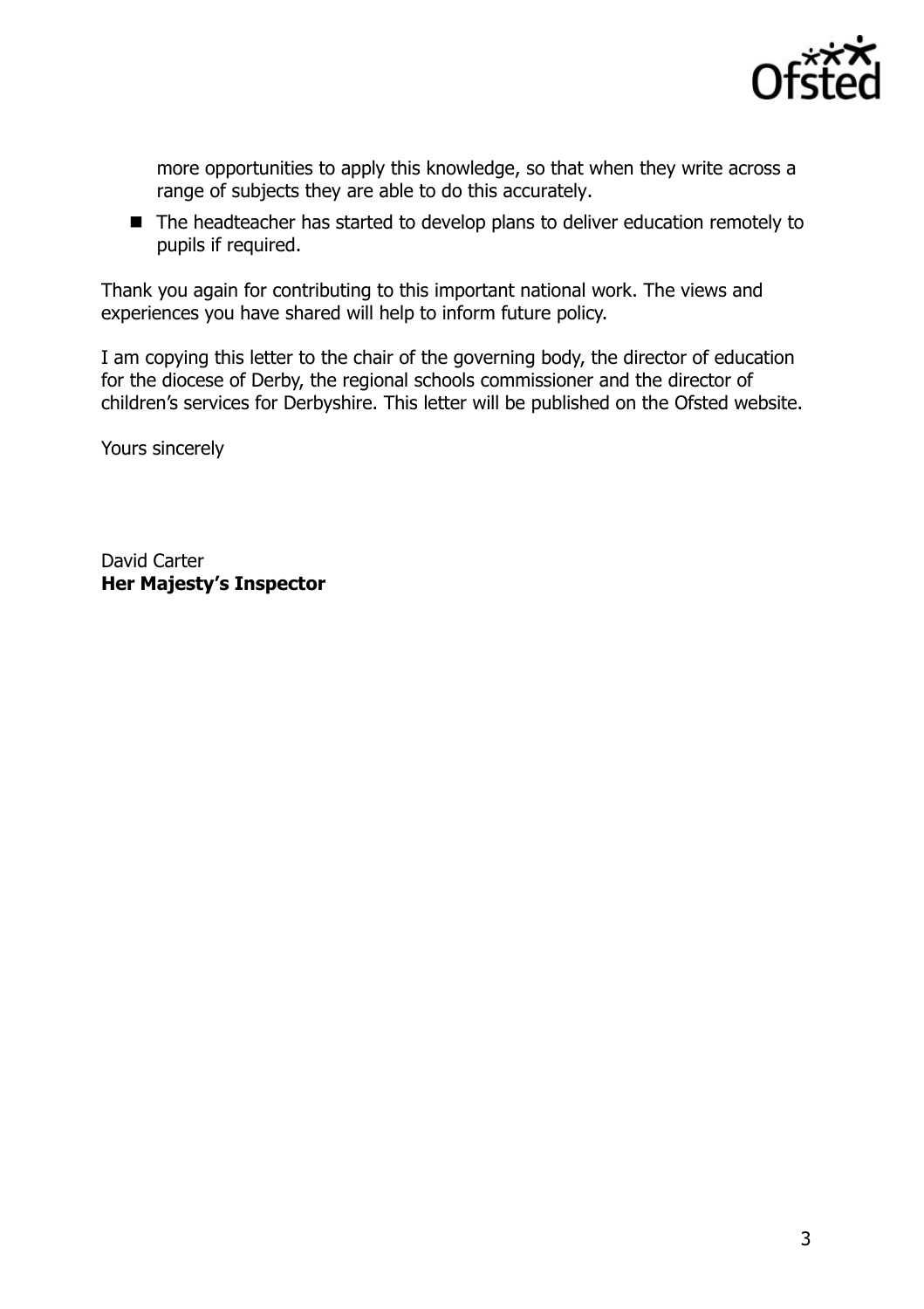more opportunities to apply this knowledge, so that when they write across a range of subjects they are able to do this accurately.

- The headteacher has started to develop plans to deliver education remotely to pupils if required.

Thank you again for contributing to this important national work. The views and experiences you have shared will help to inform future policy.

I am copying this letter to the chair of the governing body, the director of education for the diocese of Derby, the regional schools commissioner and the director of children's services for Derbyshire. This letter will be published on the Ofsted website.

Yours sincerely

David Carter
**Her Majesty's Inspector**